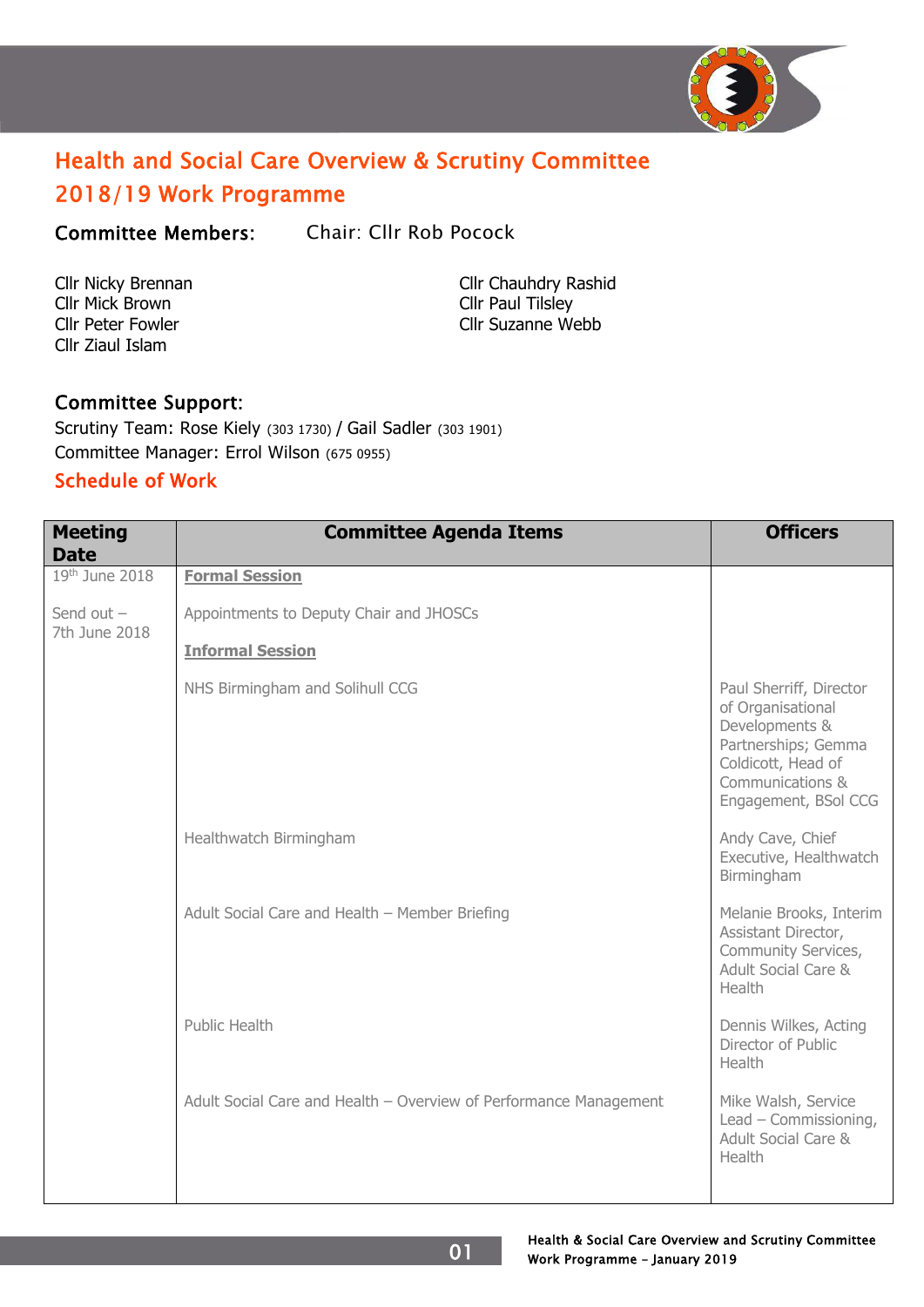# Health and Social Care Overview & Scrutiny Committee 2018/19 Work Programme

**Committee Members:** Chair: Cllr Rob Pocock

Cllr Nicky Brennan
Cllr Mick Brown
Cllr Peter Fowler
Cllr Ziaul Islam
Cllr Chauhdry Rashid
Cllr Paul Tilsley
Cllr Suzanne Webb

**Committee Support:**
Scrutiny Team: Rose Kiely (303 1730) / Gail Sadler (303 1901)
Committee Manager: Errol Wilson (675 0955)

## Schedule of Work

| Meeting Date | Committee Agenda Items | Officers |
|---|---|---|
| 19th June 2018<br><br>Send out – 7th June 2018 | **Formal Session**<br><br>Appointments to Deputy Chair and JHOSCs<br><br>**Informal Session** | |
| | NHS Birmingham and Solihull CCG | Paul Sherriff, Director of Organisational Developments & Partnerships; Gemma Coldicott, Head of Communications & Engagement, BSol CCG |
| | Healthwatch Birmingham | Andy Cave, Chief Executive, Healthwatch Birmingham |
| | Adult Social Care and Health – Member Briefing | Melanie Brooks, Interim Assistant Director, Community Services, Adult Social Care & Health |
| | Public Health | Dennis Wilkes, Acting Director of Public Health |
| | Adult Social Care and Health – Overview of Performance Management | Mike Walsh, Service Lead – Commissioning, Adult Social Care & Health |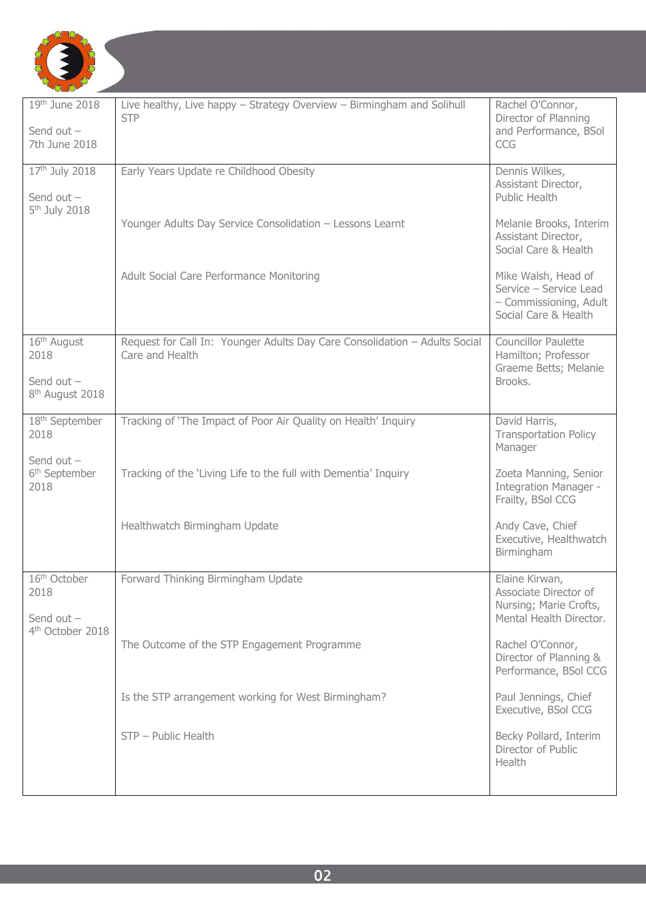| | | |
|---|---|---|
| 19th June 2018<br><br>Send out – 7th June 2018 | Live healthy, Live happy – Strategy Overview – Birmingham and Solihull STP | Rachel O'Connor, Director of Planning and Performance, BSol CCG |
| 17th July 2018<br><br>Send out – 5th July 2018 | Early Years Update re Childhood Obesity<br><br>Younger Adults Day Service Consolidation – Lessons Learnt<br><br>Adult Social Care Performance Monitoring | Dennis Wilkes, Assistant Director, Public Health<br><br>Melanie Brooks, Interim Assistant Director, Social Care & Health<br><br>Mike Walsh, Head of Service – Service Lead – Commissioning, Adult Social Care & Health |
| 16th August 2018<br><br>Send out – 8th August 2018 | Request for Call In: Younger Adults Day Care Consolidation – Adults Social Care and Health | Councillor Paulette Hamilton; Professor Graeme Betts; Melanie Brooks. |
| 18th September 2018<br><br>Send out – 6th September 2018 | Tracking of 'The Impact of Poor Air Quality on Health' Inquiry<br><br>Tracking of the 'Living Life to the full with Dementia' Inquiry<br><br>Healthwatch Birmingham Update | David Harris, Transportation Policy Manager<br><br>Zoeta Manning, Senior Integration Manager - Frailty, BSol CCG<br><br>Andy Cave, Chief Executive, Healthwatch Birmingham |
| 16th October 2018<br><br>Send out – 4th October 2018 | Forward Thinking Birmingham Update<br><br>The Outcome of the STP Engagement Programme<br><br>Is the STP arrangement working for West Birmingham?<br><br>STP – Public Health | Elaine Kirwan, Associate Director of Nursing; Marie Crofts, Mental Health Director.<br><br>Rachel O'Connor, Director of Planning & Performance, BSol CCG<br><br>Paul Jennings, Chief Executive, BSol CCG<br><br>Becky Pollard, Interim Director of Public Health |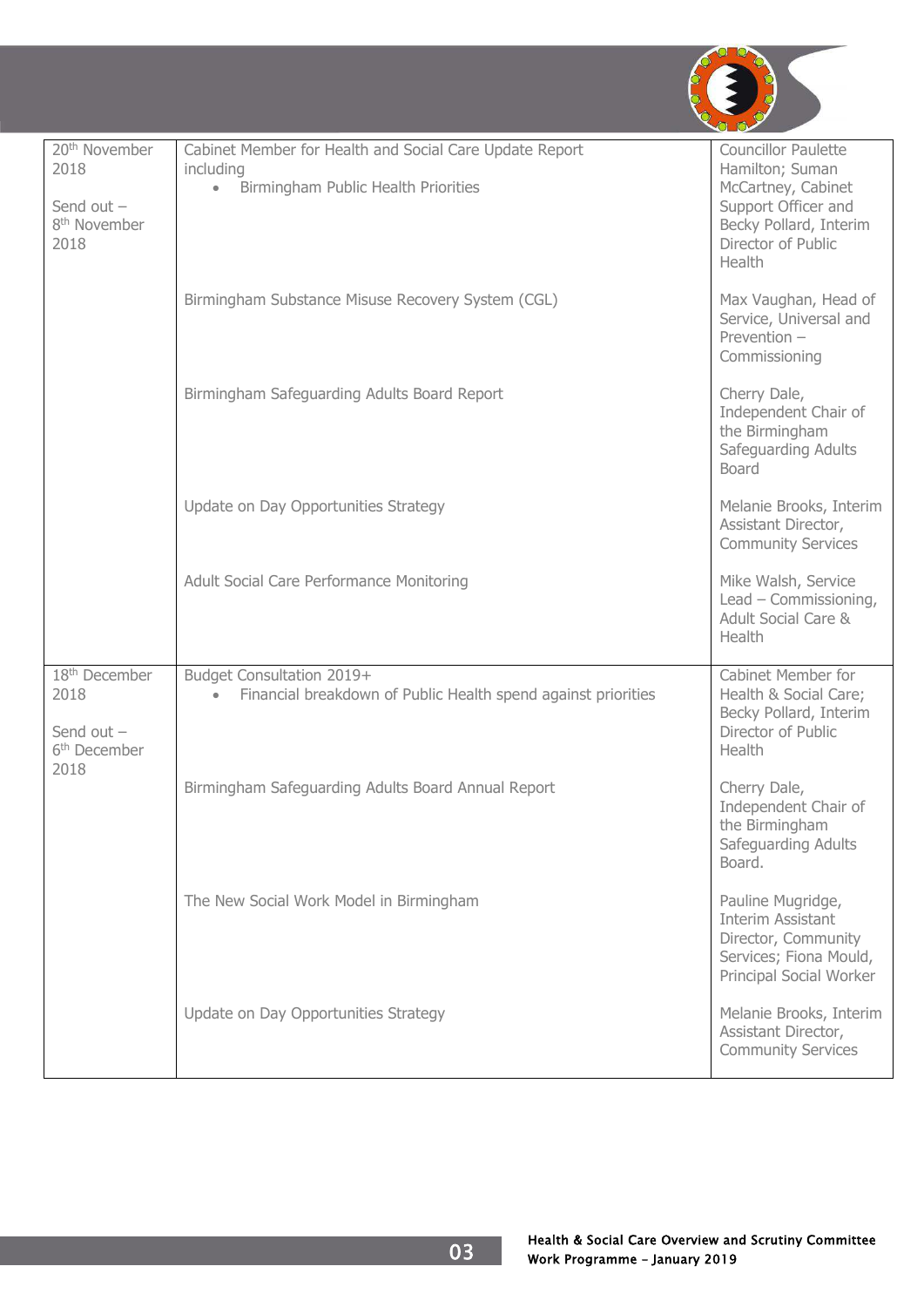| | | |
|---|---|---|
| 20th November 2018<br><br>Send out – 8th November 2018 | Cabinet Member for Health and Social Care Update Report including<br>• Birmingham Public Health Priorities | Councillor Paulette Hamilton; Suman McCartney, Cabinet Support Officer and Becky Pollard, Interim Director of Public Health |
| | Birmingham Substance Misuse Recovery System (CGL) | Max Vaughan, Head of Service, Universal and Prevention – Commissioning |
| | Birmingham Safeguarding Adults Board Report | Cherry Dale, Independent Chair of the Birmingham Safeguarding Adults Board |
| | Update on Day Opportunities Strategy | Melanie Brooks, Interim Assistant Director, Community Services |
| | Adult Social Care Performance Monitoring | Mike Walsh, Service Lead – Commissioning, Adult Social Care & Health |
| 18th December 2018<br><br>Send out – 6th December 2018 | Budget Consultation 2019+<br>• Financial breakdown of Public Health spend against priorities | Cabinet Member for Health & Social Care; Becky Pollard, Interim Director of Public Health |
| | Birmingham Safeguarding Adults Board Annual Report | Cherry Dale, Independent Chair of the Birmingham Safeguarding Adults Board. |
| | The New Social Work Model in Birmingham | Pauline Mugridge, Interim Assistant Director, Community Services; Fiona Mould, Principal Social Worker |
| | Update on Day Opportunities Strategy | Melanie Brooks, Interim Assistant Director, Community Services |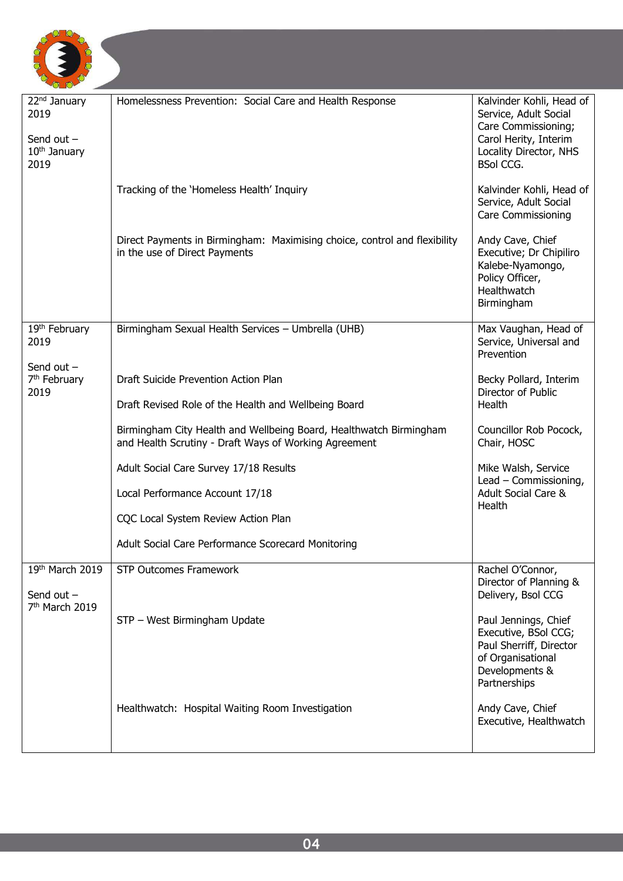| | | |
|---|---|---|
| 22nd January 2019<br><br>Send out – 10th January 2019 | Homelessness Prevention: Social Care and Health Response | Kalvinder Kohli, Head of Service, Adult Social Care Commissioning; Carol Herity, Interim Locality Director, NHS BSol CCG. |
| | Tracking of the 'Homeless Health' Inquiry | Kalvinder Kohli, Head of Service, Adult Social Care Commissioning |
| | Direct Payments in Birmingham: Maximising choice, control and flexibility in the use of Direct Payments | Andy Cave, Chief Executive; Dr Chipiliro Kalebe-Nyamongo, Policy Officer, Healthwatch Birmingham |
| 19th February 2019<br><br>Send out – 7th February 2019 | Birmingham Sexual Health Services – Umbrella (UHB) | Max Vaughan, Head of Service, Universal and Prevention |
| | Draft Suicide Prevention Action Plan<br><br>Draft Revised Role of the Health and Wellbeing Board | Becky Pollard, Interim Director of Public Health |
| | Birmingham City Health and Wellbeing Board, Healthwatch Birmingham and Health Scrutiny - Draft Ways of Working Agreement | Councillor Rob Pocock, Chair, HOSC |
| | Adult Social Care Survey 17/18 Results<br><br>Local Performance Account 17/18<br><br>CQC Local System Review Action Plan<br><br>Adult Social Care Performance Scorecard Monitoring | Mike Walsh, Service Lead – Commissioning, Adult Social Care & Health |
| 19th March 2019<br><br>Send out – 7th March 2019 | STP Outcomes Framework | Rachel O'Connor, Director of Planning & Delivery, Bsol CCG |
| | STP – West Birmingham Update | Paul Jennings, Chief Executive, BSol CCG; Paul Sherriff, Director of Organisational Developments & Partnerships |
| | Healthwatch: Hospital Waiting Room Investigation | Andy Cave, Chief Executive, Healthwatch |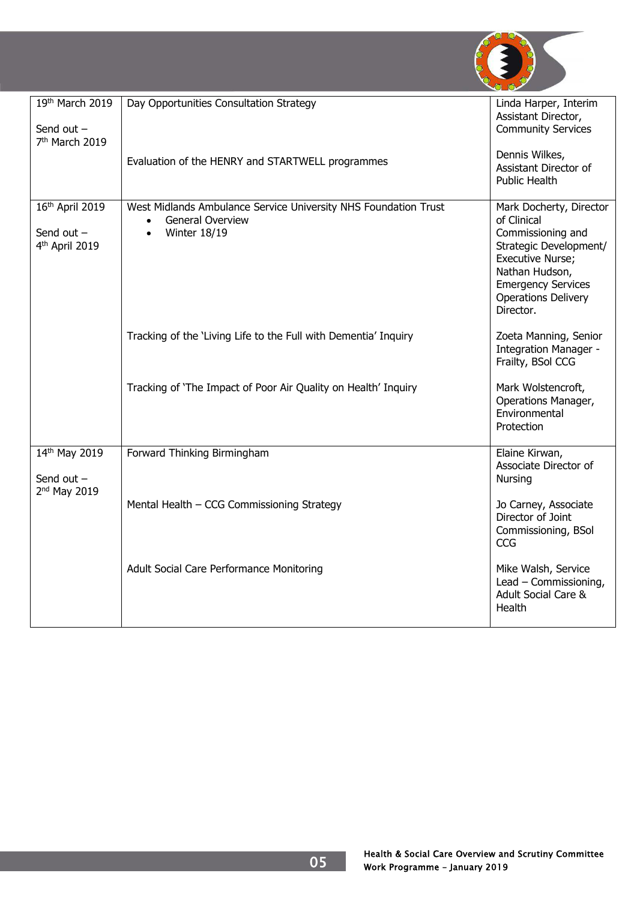| | | |
|---|---|---|
| 19th March 2019<br><br>Send out – 7th March 2019 | Day Opportunities Consultation Strategy<br><br>Evaluation of the HENRY and STARTWELL programmes | Linda Harper, Interim Assistant Director, Community Services<br><br>Dennis Wilkes, Assistant Director of Public Health |
| 16th April 2019<br><br>Send out – 4th April 2019 | West Midlands Ambulance Service University NHS Foundation Trust<br>• General Overview<br>• Winter 18/19<br><br>Tracking of the 'Living Life to the Full with Dementia' Inquiry<br><br>Tracking of 'The Impact of Poor Air Quality on Health' Inquiry | Mark Docherty, Director of Clinical Commissioning and Strategic Development/ Executive Nurse; Nathan Hudson, Emergency Services Operations Delivery Director.<br><br>Zoeta Manning, Senior Integration Manager - Frailty, BSol CCG<br><br>Mark Wolstencroft, Operations Manager, Environmental Protection |
| 14th May 2019<br><br>Send out – 2nd May 2019 | Forward Thinking Birmingham<br><br>Mental Health – CCG Commissioning Strategy<br><br>Adult Social Care Performance Monitoring | Elaine Kirwan, Associate Director of Nursing<br><br>Jo Carney, Associate Director of Joint Commissioning, BSol CCG<br><br>Mike Walsh, Service Lead – Commissioning, Adult Social Care & Health |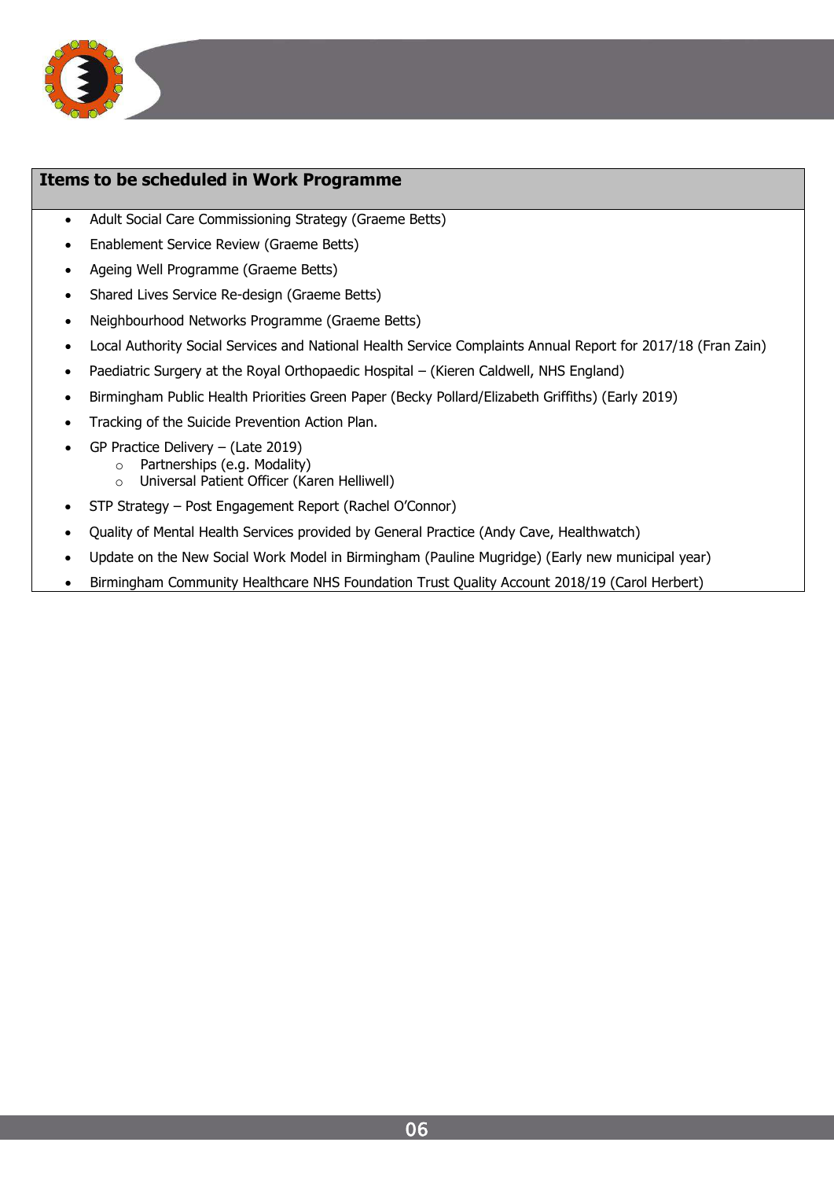## Items to be scheduled in Work Programme

- Adult Social Care Commissioning Strategy (Graeme Betts)
- Enablement Service Review (Graeme Betts)
- Ageing Well Programme (Graeme Betts)
- Shared Lives Service Re-design (Graeme Betts)
- Neighbourhood Networks Programme (Graeme Betts)
- Local Authority Social Services and National Health Service Complaints Annual Report for 2017/18 (Fran Zain)
- Paediatric Surgery at the Royal Orthopaedic Hospital – (Kieren Caldwell, NHS England)
- Birmingham Public Health Priorities Green Paper (Becky Pollard/Elizabeth Griffiths) (Early 2019)
- Tracking of the Suicide Prevention Action Plan.
- GP Practice Delivery – (Late 2019)
  - Partnerships (e.g. Modality)
  - Universal Patient Officer (Karen Helliwell)
- STP Strategy – Post Engagement Report (Rachel O'Connor)
- Quality of Mental Health Services provided by General Practice (Andy Cave, Healthwatch)
- Update on the New Social Work Model in Birmingham (Pauline Mugridge) (Early new municipal year)
- Birmingham Community Healthcare NHS Foundation Trust Quality Account 2018/19 (Carol Herbert)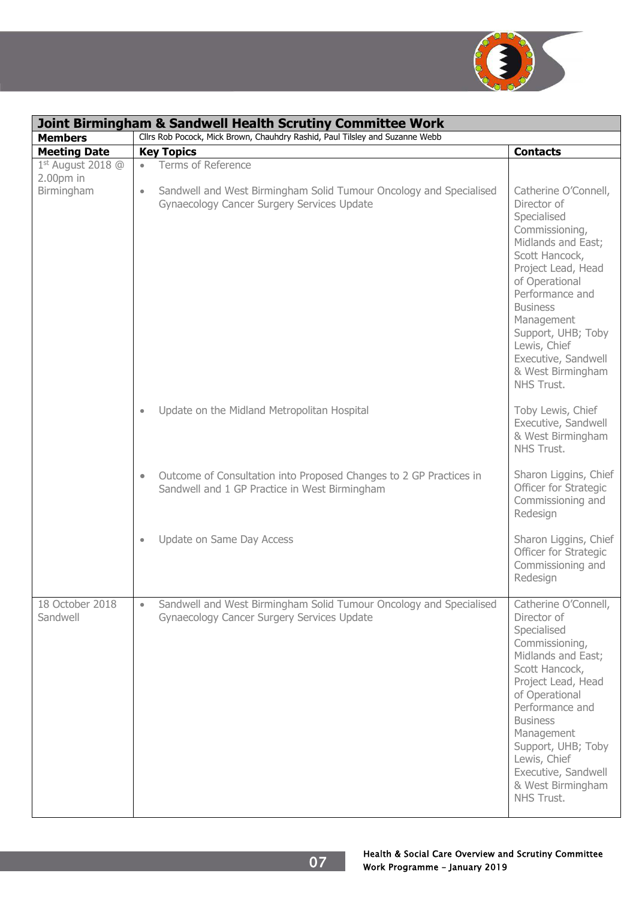| Joint Birmingham & Sandwell Health Scrutiny Committee Work | | |
|---|---|---|
| **Members** | Cllrs Rob Pocock, Mick Brown, Chauhdry Rashid, Paul Tilsley and Suzanne Webb | |
| **Meeting Date** | **Key Topics** | **Contacts** |
| 1st August 2018 @ 2.00pm in Birmingham | • Terms of Reference | |
| | • Sandwell and West Birmingham Solid Tumour Oncology and Specialised Gynaecology Cancer Surgery Services Update | Catherine O'Connell, Director of Specialised Commissioning, Midlands and East; Scott Hancock, Project Lead, Head of Operational Performance and Business Management Support, UHB; Toby Lewis, Chief Executive, Sandwell & West Birmingham NHS Trust. |
| | • Update on the Midland Metropolitan Hospital | Toby Lewis, Chief Executive, Sandwell & West Birmingham NHS Trust. |
| | • Outcome of Consultation into Proposed Changes to 2 GP Practices in Sandwell and 1 GP Practice in West Birmingham | Sharon Liggins, Chief Officer for Strategic Commissioning and Redesign |
| | • Update on Same Day Access | Sharon Liggins, Chief Officer for Strategic Commissioning and Redesign |
| 18 October 2018 Sandwell | • Sandwell and West Birmingham Solid Tumour Oncology and Specialised Gynaecology Cancer Surgery Services Update | Catherine O'Connell, Director of Specialised Commissioning, Midlands and East; Scott Hancock, Project Lead, Head of Operational Performance and Business Management Support, UHB; Toby Lewis, Chief Executive, Sandwell & West Birmingham NHS Trust. |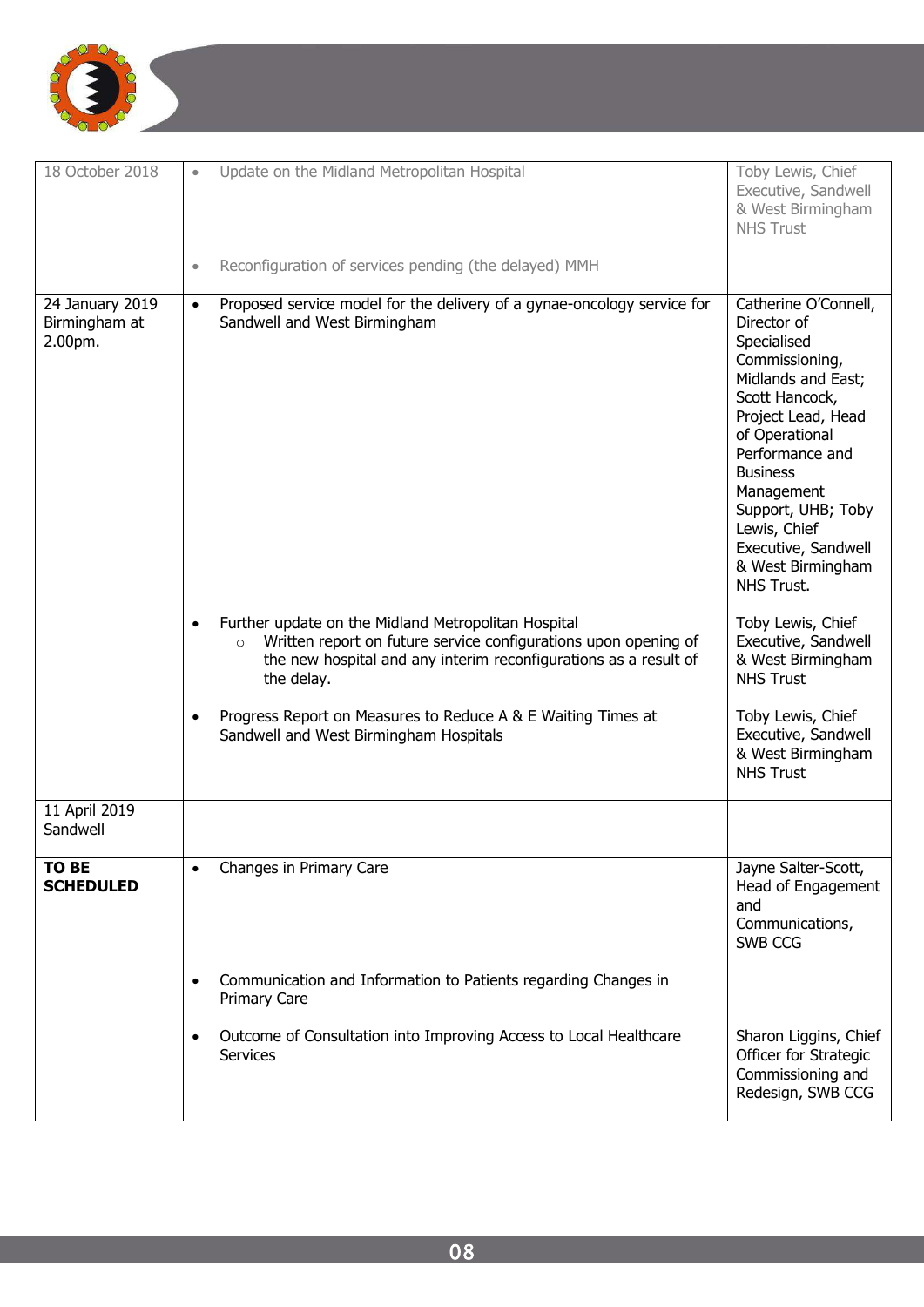| | | |
|---|---|---|
| 18 October 2018 | • Update on the Midland Metropolitan Hospital<br><br>• Reconfiguration of services pending (the delayed) MMH | Toby Lewis, Chief Executive, Sandwell & West Birmingham NHS Trust |
| 24 January 2019 Birmingham at 2.00pm. | • Proposed service model for the delivery of a gynae-oncology service for Sandwell and West Birmingham | Catherine O'Connell, Director of Specialised Commissioning, Midlands and East; Scott Hancock, Project Lead, Head of Operational Performance and Business Management Support, UHB; Toby Lewis, Chief Executive, Sandwell & West Birmingham NHS Trust. |
| | • Further update on the Midland Metropolitan Hospital<br>  ○ Written report on future service configurations upon opening of the new hospital and any interim reconfigurations as a result of the delay. | Toby Lewis, Chief Executive, Sandwell & West Birmingham NHS Trust |
| | • Progress Report on Measures to Reduce A & E Waiting Times at Sandwell and West Birmingham Hospitals | Toby Lewis, Chief Executive, Sandwell & West Birmingham NHS Trust |
| 11 April 2019 Sandwell | | |
| **TO BE SCHEDULED** | • Changes in Primary Care | Jayne Salter-Scott, Head of Engagement and Communications, SWB CCG |
| | • Communication and Information to Patients regarding Changes in Primary Care | |
| | • Outcome of Consultation into Improving Access to Local Healthcare Services | Sharon Liggins, Chief Officer for Strategic Commissioning and Redesign, SWB CCG |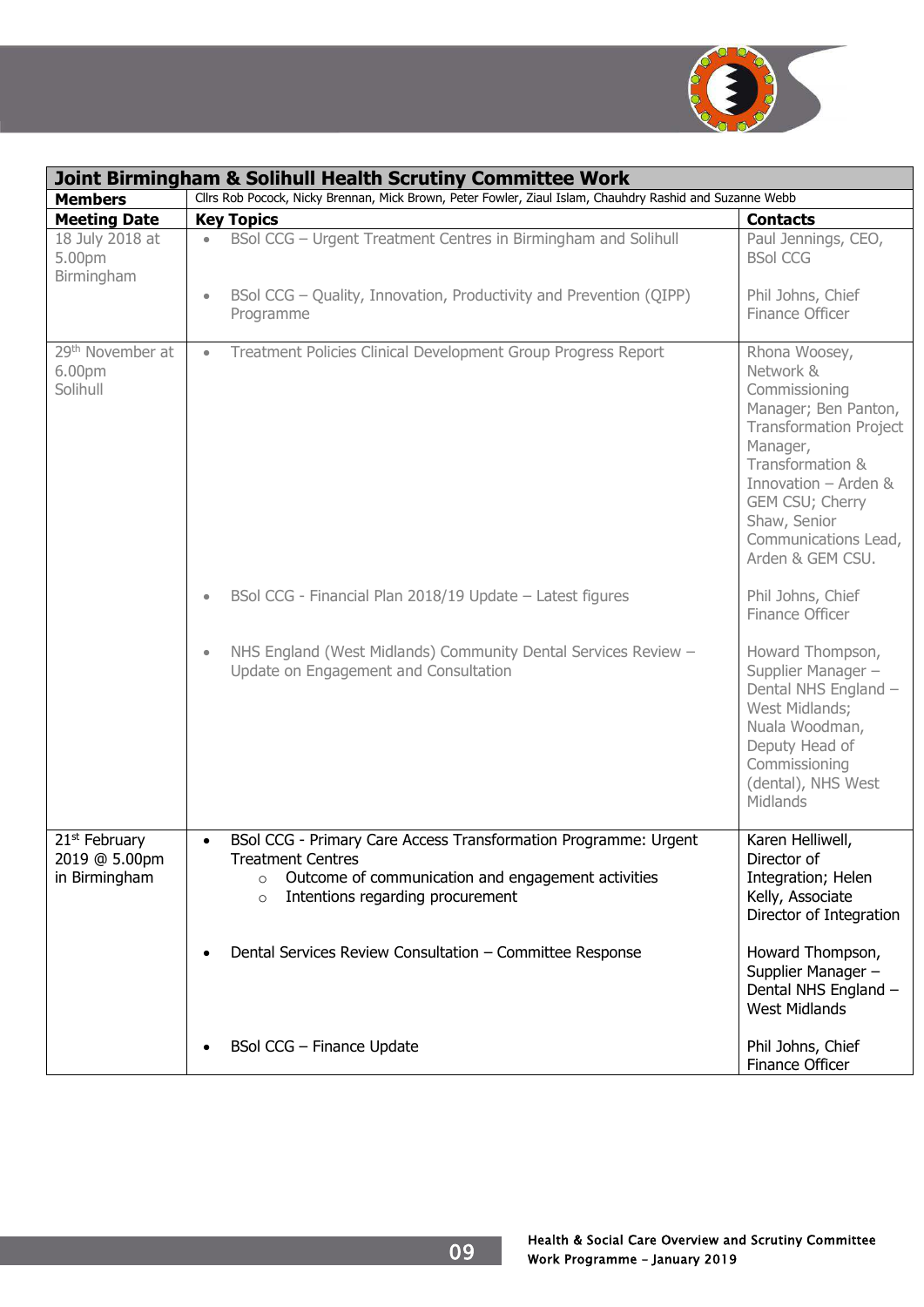| Joint Birmingham & Solihull Health Scrutiny Committee Work | | |
|---|---|---|
| **Members** | Cllrs Rob Pocock, Nicky Brennan, Mick Brown, Peter Fowler, Ziaul Islam, Chauhdry Rashid and Suzanne Webb | |
| **Meeting Date** | **Key Topics** | **Contacts** |
| 18 July 2018 at 5.00pm Birmingham | • BSol CCG – Urgent Treatment Centres in Birmingham and Solihull<br><br>• BSol CCG – Quality, Innovation, Productivity and Prevention (QIPP) Programme | Paul Jennings, CEO, BSol CCG<br><br>Phil Johns, Chief Finance Officer |
| 29th November at 6.00pm Solihull | • Treatment Policies Clinical Development Group Progress Report<br><br>• BSol CCG - Financial Plan 2018/19 Update – Latest figures<br><br>• NHS England (West Midlands) Community Dental Services Review – Update on Engagement and Consultation | Rhona Woosey, Network & Commissioning Manager; Ben Panton, Transformation Project Manager, Transformation & Innovation – Arden & GEM CSU; Cherry Shaw, Senior Communications Lead, Arden & GEM CSU.<br><br>Phil Johns, Chief Finance Officer<br><br>Howard Thompson, Supplier Manager – Dental NHS England – West Midlands; Nuala Woodman, Deputy Head of Commissioning (dental), NHS West Midlands |
| 21st February 2019 @ 5.00pm in Birmingham | • BSol CCG - Primary Care Access Transformation Programme: Urgent Treatment Centres<br>  ○ Outcome of communication and engagement activities<br>  ○ Intentions regarding procurement<br><br>• Dental Services Review Consultation – Committee Response<br><br>• BSol CCG – Finance Update | Karen Helliwell, Director of Integration; Helen Kelly, Associate Director of Integration<br><br>Howard Thompson, Supplier Manager – Dental NHS England – West Midlands<br><br>Phil Johns, Chief Finance Officer |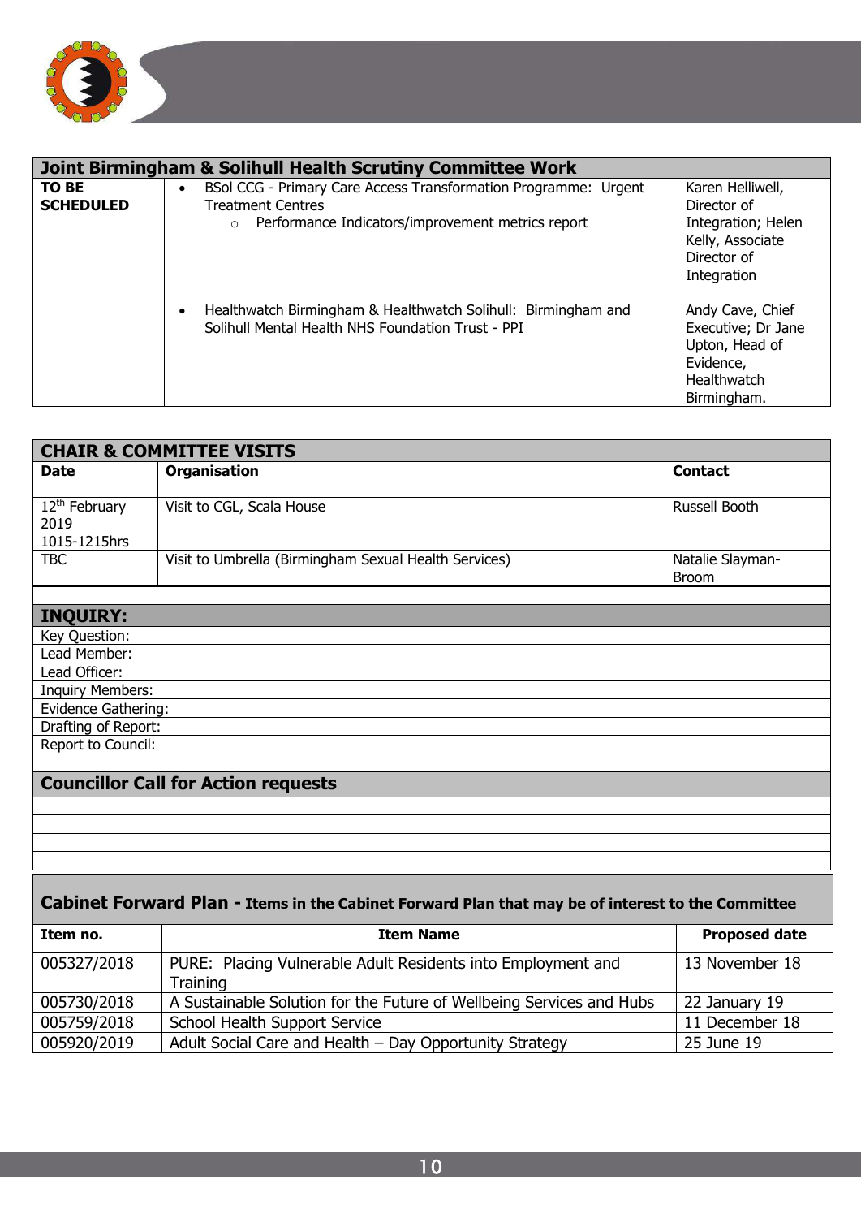| Joint Birmingham & Solihull Health Scrutiny Committee Work | | |
|---|---|---|
| **TO BE SCHEDULED** | • BSol CCG - Primary Care Access Transformation Programme: Urgent Treatment Centres<br>  ○ Performance Indicators/improvement metrics report | Karen Helliwell, Director of Integration; Helen Kelly, Associate Director of Integration |
| | • Healthwatch Birmingham & Healthwatch Solihull: Birmingham and Solihull Mental Health NHS Foundation Trust - PPI | Andy Cave, Chief Executive; Dr Jane Upton, Head of Evidence, Healthwatch Birmingham. |

| CHAIR & COMMITTEE VISITS | | |
|---|---|---|
| **Date** | **Organisation** | **Contact** |
| 12th February 2019 1015-1215hrs | Visit to CGL, Scala House | Russell Booth |
| TBC | Visit to Umbrella (Birmingham Sexual Health Services) | Natalie Slayman-Broom |

| INQUIRY: | |
|---|---|
| Key Question: | |
| Lead Member: | |
| Lead Officer: | |
| Inquiry Members: | |
| Evidence Gathering: | |
| Drafting of Report: | |
| Report to Council: | |

## Councillor Call for Action requests

## Cabinet Forward Plan - Items in the Cabinet Forward Plan that may be of interest to the Committee

| Item no. | Item Name | Proposed date |
|---|---|---|
| 005327/2018 | PURE: Placing Vulnerable Adult Residents into Employment and Training | 13 November 18 |
| 005730/2018 | A Sustainable Solution for the Future of Wellbeing Services and Hubs | 22 January 19 |
| 005759/2018 | School Health Support Service | 11 December 18 |
| 005920/2019 | Adult Social Care and Health – Day Opportunity Strategy | 25 June 19 |